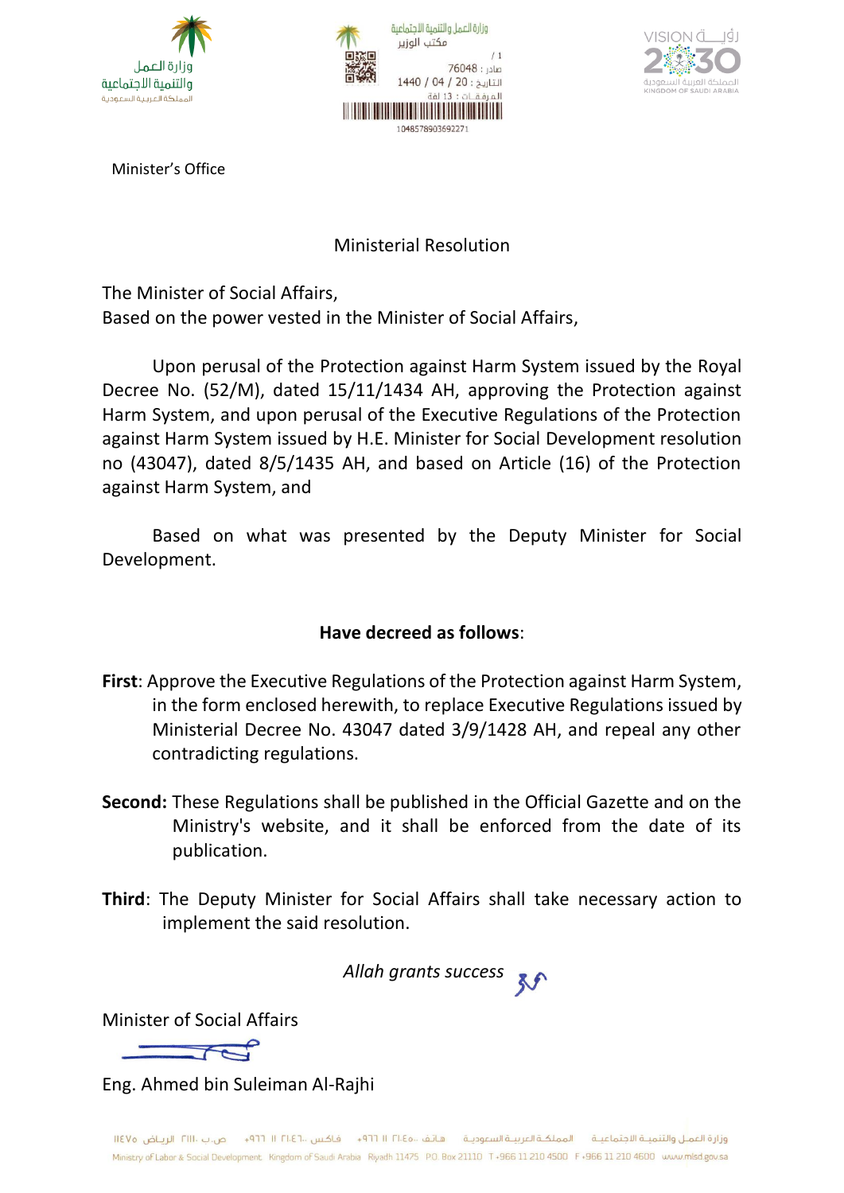Minister's Office

# Ministerial Resolution

The Minister of Social Affairs,
Based on the power vested in the Minister of Social Affairs,

Upon perusal of the Protection against Harm System issued by the Royal Decree No. (52/M), dated 15/11/1434 AH, approving the Protection against Harm System, and upon perusal of the Executive Regulations of the Protection against Harm System issued by H.E. Minister for Social Development resolution no (43047), dated 8/5/1435 AH, and based on Article (16) of the Protection against Harm System, and

Based on what was presented by the Deputy Minister for Social Development.

**Have decreed as follows**:

**First**: Approve the Executive Regulations of the Protection against Harm System, in the form enclosed herewith, to replace Executive Regulations issued by Ministerial Decree No. 43047 dated 3/9/1428 AH, and repeal any other contradicting regulations.

**Second:** These Regulations shall be published in the Official Gazette and on the Ministry's website, and it shall be enforced from the date of its publication.

**Third**: The Deputy Minister for Social Affairs shall take necessary action to implement the said resolution.

*Allah grants success*

Minister of Social Affairs

Eng. Ahmed bin Suleiman Al-Rajhi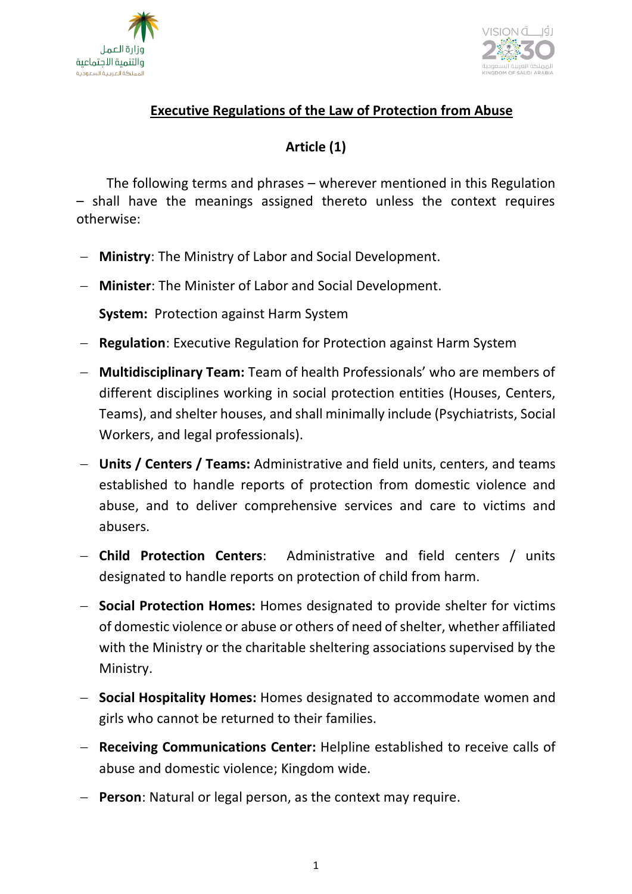## Executive Regulations of the Law of Protection from Abuse

### Article (1)

The following terms and phrases – wherever mentioned in this Regulation – shall have the meanings assigned thereto unless the context requires otherwise:

- **Ministry**: The Ministry of Labor and Social Development.
- **Minister**: The Minister of Labor and Social Development.

  **System:** Protection against Harm System
- **Regulation**: Executive Regulation for Protection against Harm System
- **Multidisciplinary Team:** Team of health Professionals' who are members of different disciplines working in social protection entities (Houses, Centers, Teams), and shelter houses, and shall minimally include (Psychiatrists, Social Workers, and legal professionals).
- **Units / Centers / Teams:** Administrative and field units, centers, and teams established to handle reports of protection from domestic violence and abuse, and to deliver comprehensive services and care to victims and abusers.
- **Child Protection Centers**: Administrative and field centers / units designated to handle reports on protection of child from harm.
- **Social Protection Homes:** Homes designated to provide shelter for victims of domestic violence or abuse or others of need of shelter, whether affiliated with the Ministry or the charitable sheltering associations supervised by the Ministry.
- **Social Hospitality Homes:** Homes designated to accommodate women and girls who cannot be returned to their families.
- **Receiving Communications Center:** Helpline established to receive calls of abuse and domestic violence; Kingdom wide.
- **Person**: Natural or legal person, as the context may require.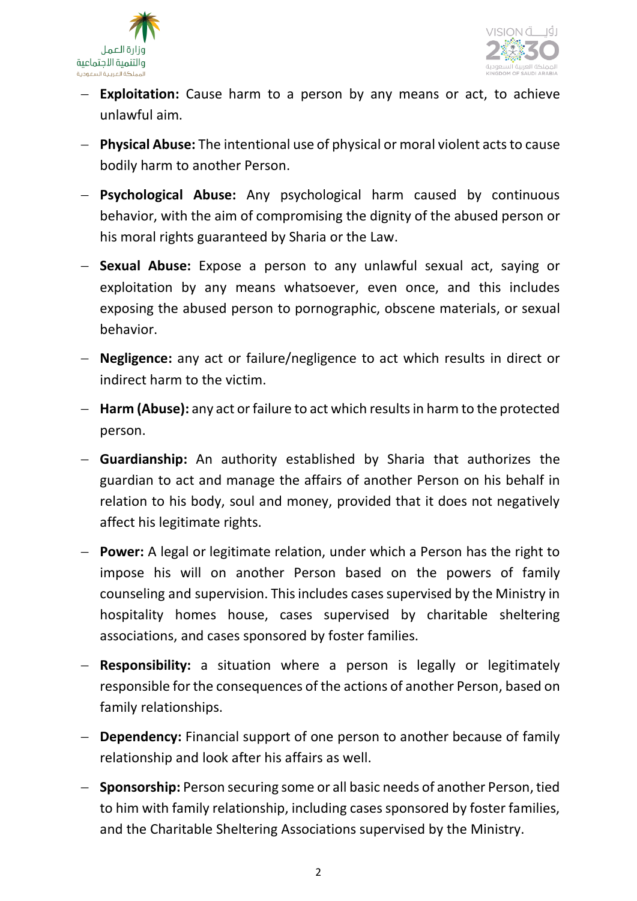- **Exploitation:** Cause harm to a person by any means or act, to achieve unlawful aim.
- **Physical Abuse:** The intentional use of physical or moral violent acts to cause bodily harm to another Person.
- **Psychological Abuse:** Any psychological harm caused by continuous behavior, with the aim of compromising the dignity of the abused person or his moral rights guaranteed by Sharia or the Law.
- **Sexual Abuse:** Expose a person to any unlawful sexual act, saying or exploitation by any means whatsoever, even once, and this includes exposing the abused person to pornographic, obscene materials, or sexual behavior.
- **Negligence:** any act or failure/negligence to act which results in direct or indirect harm to the victim.
- **Harm (Abuse):** any act or failure to act which results in harm to the protected person.
- **Guardianship:** An authority established by Sharia that authorizes the guardian to act and manage the affairs of another Person on his behalf in relation to his body, soul and money, provided that it does not negatively affect his legitimate rights.
- **Power:** A legal or legitimate relation, under which a Person has the right to impose his will on another Person based on the powers of family counseling and supervision. This includes cases supervised by the Ministry in hospitality homes house, cases supervised by charitable sheltering associations, and cases sponsored by foster families.
- **Responsibility:** a situation where a person is legally or legitimately responsible for the consequences of the actions of another Person, based on family relationships.
- **Dependency:** Financial support of one person to another because of family relationship and look after his affairs as well.
- **Sponsorship:** Person securing some or all basic needs of another Person, tied to him with family relationship, including cases sponsored by foster families, and the Charitable Sheltering Associations supervised by the Ministry.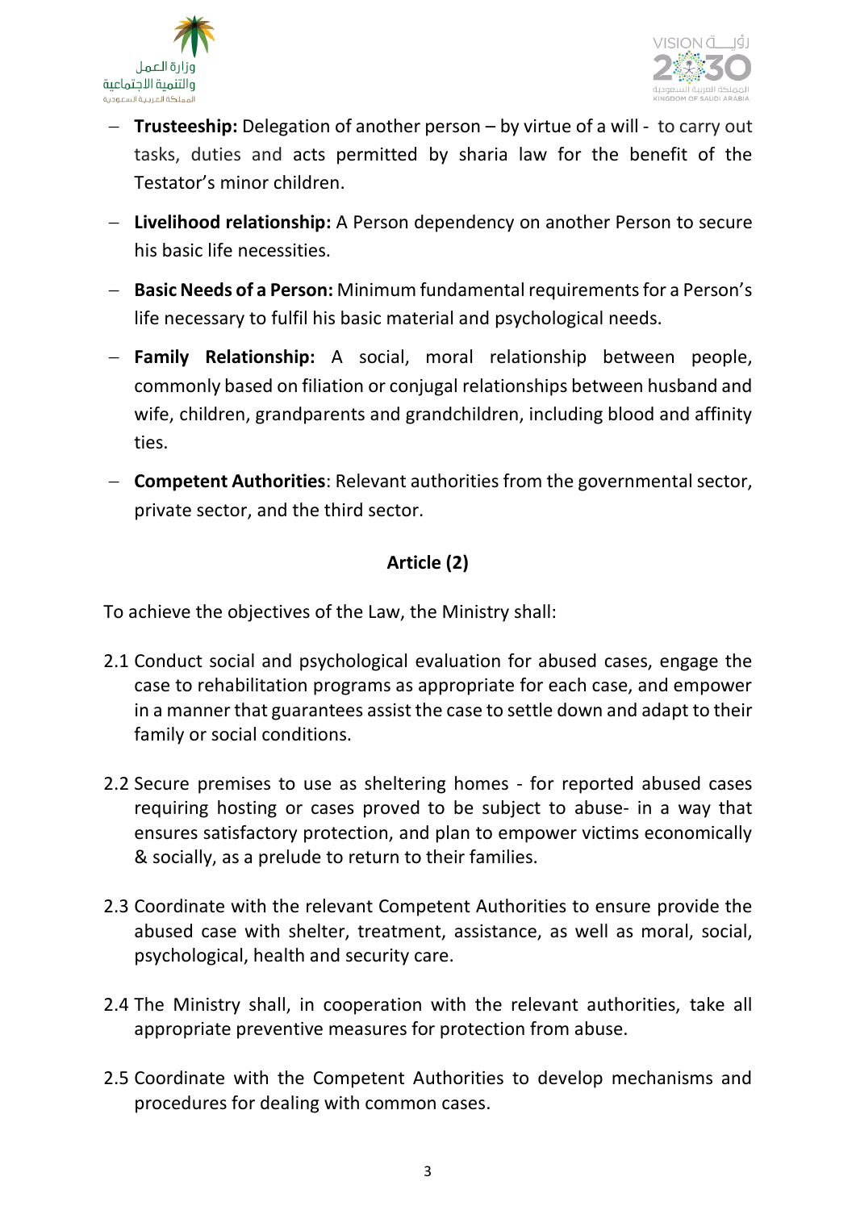- **Trusteeship:** Delegation of another person – by virtue of a will - to carry out tasks, duties and acts permitted by sharia law for the benefit of the Testator's minor children.
- **Livelihood relationship:** A Person dependency on another Person to secure his basic life necessities.
- **Basic Needs of a Person:** Minimum fundamental requirements for a Person's life necessary to fulfil his basic material and psychological needs.
- **Family Relationship:** A social, moral relationship between people, commonly based on filiation or conjugal relationships between husband and wife, children, grandparents and grandchildren, including blood and affinity ties.
- **Competent Authorities**: Relevant authorities from the governmental sector, private sector, and the third sector.

## Article (2)

To achieve the objectives of the Law, the Ministry shall:

2.1 Conduct social and psychological evaluation for abused cases, engage the case to rehabilitation programs as appropriate for each case, and empower in a manner that guarantees assist the case to settle down and adapt to their family or social conditions.

2.2 Secure premises to use as sheltering homes - for reported abused cases requiring hosting or cases proved to be subject to abuse- in a way that ensures satisfactory protection, and plan to empower victims economically & socially, as a prelude to return to their families.

2.3 Coordinate with the relevant Competent Authorities to ensure provide the abused case with shelter, treatment, assistance, as well as moral, social, psychological, health and security care.

2.4 The Ministry shall, in cooperation with the relevant authorities, take all appropriate preventive measures for protection from abuse.

2.5 Coordinate with the Competent Authorities to develop mechanisms and procedures for dealing with common cases.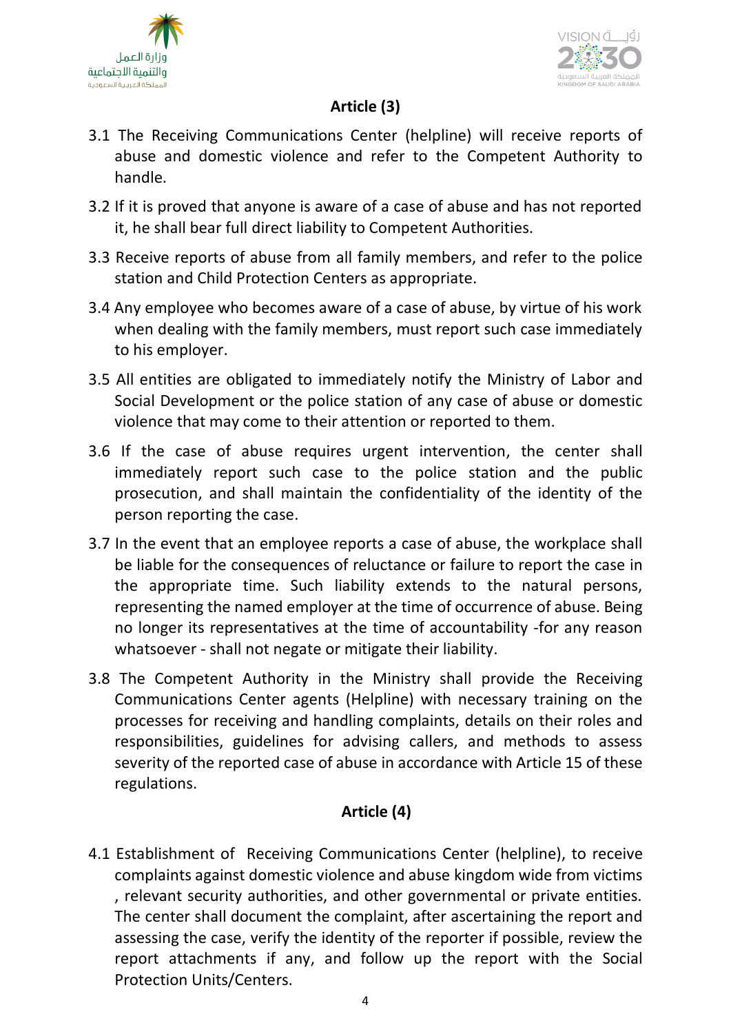## Article (3)

3.1 The Receiving Communications Center (helpline) will receive reports of abuse and domestic violence and refer to the Competent Authority to handle.

3.2 If it is proved that anyone is aware of a case of abuse and has not reported it, he shall bear full direct liability to Competent Authorities.

3.3 Receive reports of abuse from all family members, and refer to the police station and Child Protection Centers as appropriate.

3.4 Any employee who becomes aware of a case of abuse, by virtue of his work when dealing with the family members, must report such case immediately to his employer.

3.5 All entities are obligated to immediately notify the Ministry of Labor and Social Development or the police station of any case of abuse or domestic violence that may come to their attention or reported to them.

3.6 If the case of abuse requires urgent intervention, the center shall immediately report such case to the police station and the public prosecution, and shall maintain the confidentiality of the identity of the person reporting the case.

3.7 In the event that an employee reports a case of abuse, the workplace shall be liable for the consequences of reluctance or failure to report the case in the appropriate time. Such liability extends to the natural persons, representing the named employer at the time of occurrence of abuse. Being no longer its representatives at the time of accountability -for any reason whatsoever - shall not negate or mitigate their liability.

3.8 The Competent Authority in the Ministry shall provide the Receiving Communications Center agents (Helpline) with necessary training on the processes for receiving and handling complaints, details on their roles and responsibilities, guidelines for advising callers, and methods to assess severity of the reported case of abuse in accordance with Article 15 of these regulations.

## Article (4)

4.1 Establishment of Receiving Communications Center (helpline), to receive complaints against domestic violence and abuse kingdom wide from victims , relevant security authorities, and other governmental or private entities. The center shall document the complaint, after ascertaining the report and assessing the case, verify the identity of the reporter if possible, review the report attachments if any, and follow up the report with the Social Protection Units/Centers.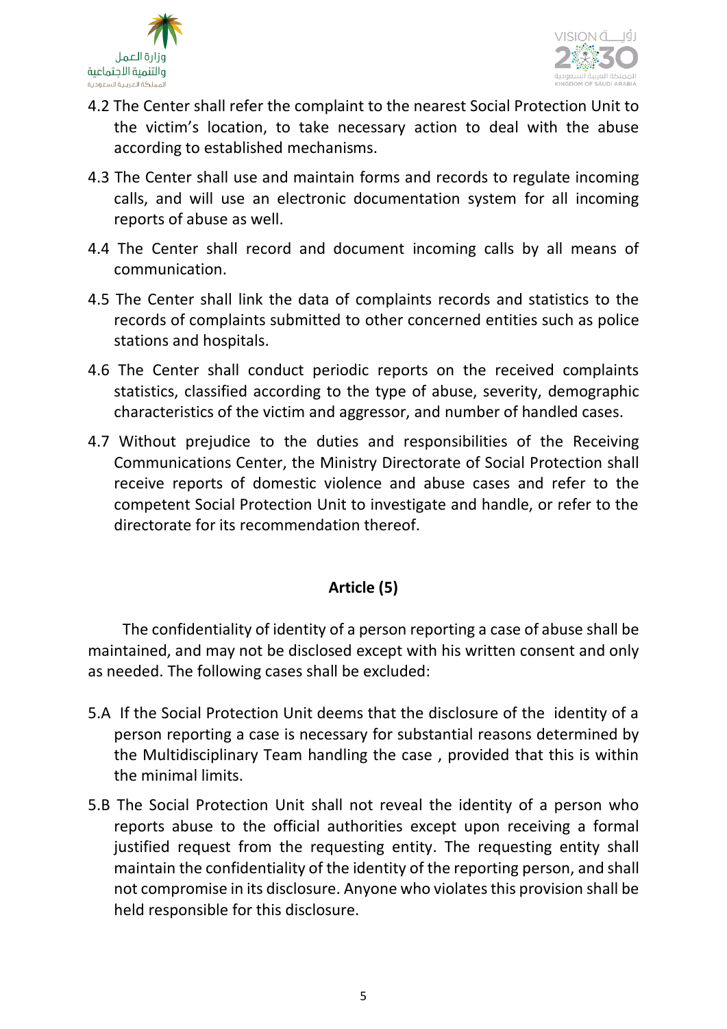4.2 The Center shall refer the complaint to the nearest Social Protection Unit to the victim's location, to take necessary action to deal with the abuse according to established mechanisms.

4.3 The Center shall use and maintain forms and records to regulate incoming calls, and will use an electronic documentation system for all incoming reports of abuse as well.

4.4 The Center shall record and document incoming calls by all means of communication.

4.5 The Center shall link the data of complaints records and statistics to the records of complaints submitted to other concerned entities such as police stations and hospitals.

4.6 The Center shall conduct periodic reports on the received complaints statistics, classified according to the type of abuse, severity, demographic characteristics of the victim and aggressor, and number of handled cases.

4.7 Without prejudice to the duties and responsibilities of the Receiving Communications Center, the Ministry Directorate of Social Protection shall receive reports of domestic violence and abuse cases and refer to the competent Social Protection Unit to investigate and handle, or refer to the directorate for its recommendation thereof.

## Article (5)

The confidentiality of identity of a person reporting a case of abuse shall be maintained, and may not be disclosed except with his written consent and only as needed. The following cases shall be excluded:

5.A If the Social Protection Unit deems that the disclosure of the identity of a person reporting a case is necessary for substantial reasons determined by the Multidisciplinary Team handling the case , provided that this is within the minimal limits.

5.B The Social Protection Unit shall not reveal the identity of a person who reports abuse to the official authorities except upon receiving a formal justified request from the requesting entity. The requesting entity shall maintain the confidentiality of the identity of the reporting person, and shall not compromise in its disclosure. Anyone who violates this provision shall be held responsible for this disclosure.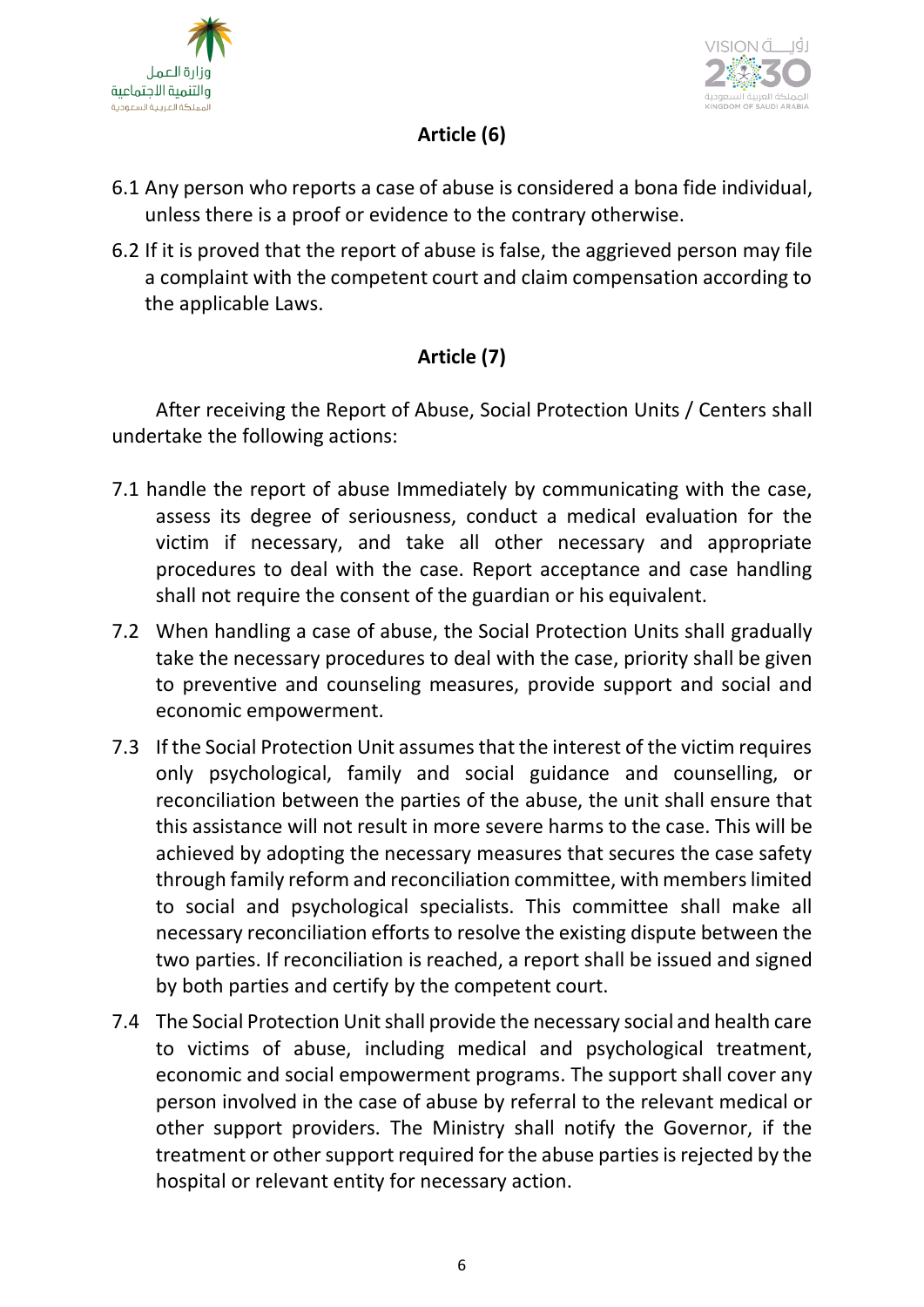## Article (6)

6.1 Any person who reports a case of abuse is considered a bona fide individual, unless there is a proof or evidence to the contrary otherwise.

6.2 If it is proved that the report of abuse is false, the aggrieved person may file a complaint with the competent court and claim compensation according to the applicable Laws.

## Article (7)

After receiving the Report of Abuse, Social Protection Units / Centers shall undertake the following actions:

7.1 handle the report of abuse Immediately by communicating with the case, assess its degree of seriousness, conduct a medical evaluation for the victim if necessary, and take all other necessary and appropriate procedures to deal with the case. Report acceptance and case handling shall not require the consent of the guardian or his equivalent.

7.2 When handling a case of abuse, the Social Protection Units shall gradually take the necessary procedures to deal with the case, priority shall be given to preventive and counseling measures, provide support and social and economic empowerment.

7.3 If the Social Protection Unit assumes that the interest of the victim requires only psychological, family and social guidance and counselling, or reconciliation between the parties of the abuse, the unit shall ensure that this assistance will not result in more severe harms to the case. This will be achieved by adopting the necessary measures that secures the case safety through family reform and reconciliation committee, with members limited to social and psychological specialists. This committee shall make all necessary reconciliation efforts to resolve the existing dispute between the two parties. If reconciliation is reached, a report shall be issued and signed by both parties and certify by the competent court.

7.4 The Social Protection Unit shall provide the necessary social and health care to victims of abuse, including medical and psychological treatment, economic and social empowerment programs. The support shall cover any person involved in the case of abuse by referral to the relevant medical or other support providers. The Ministry shall notify the Governor, if the treatment or other support required for the abuse parties is rejected by the hospital or relevant entity for necessary action.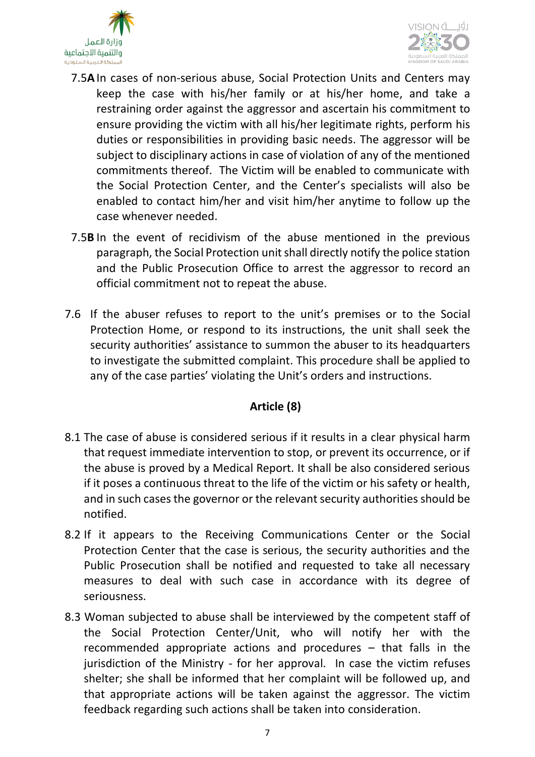7.5**A** In cases of non-serious abuse, Social Protection Units and Centers may keep the case with his/her family or at his/her home, and take a restraining order against the aggressor and ascertain his commitment to ensure providing the victim with all his/her legitimate rights, perform his duties or responsibilities in providing basic needs. The aggressor will be subject to disciplinary actions in case of violation of any of the mentioned commitments thereof. The Victim will be enabled to communicate with the Social Protection Center, and the Center's specialists will also be enabled to contact him/her and visit him/her anytime to follow up the case whenever needed.

7.5**B** In the event of recidivism of the abuse mentioned in the previous paragraph, the Social Protection unit shall directly notify the police station and the Public Prosecution Office to arrest the aggressor to record an official commitment not to repeat the abuse.

7.6 If the abuser refuses to report to the unit's premises or to the Social Protection Home, or respond to its instructions, the unit shall seek the security authorities' assistance to summon the abuser to its headquarters to investigate the submitted complaint. This procedure shall be applied to any of the case parties' violating the Unit's orders and instructions.

## Article (8)

8.1 The case of abuse is considered serious if it results in a clear physical harm that request immediate intervention to stop, or prevent its occurrence, or if the abuse is proved by a Medical Report. It shall be also considered serious if it poses a continuous threat to the life of the victim or his safety or health, and in such cases the governor or the relevant security authorities should be notified.

8.2 If it appears to the Receiving Communications Center or the Social Protection Center that the case is serious, the security authorities and the Public Prosecution shall be notified and requested to take all necessary measures to deal with such case in accordance with its degree of seriousness.

8.3 Woman subjected to abuse shall be interviewed by the competent staff of the Social Protection Center/Unit, who will notify her with the recommended appropriate actions and procedures – that falls in the jurisdiction of the Ministry - for her approval. In case the victim refuses shelter; she shall be informed that her complaint will be followed up, and that appropriate actions will be taken against the aggressor. The victim feedback regarding such actions shall be taken into consideration.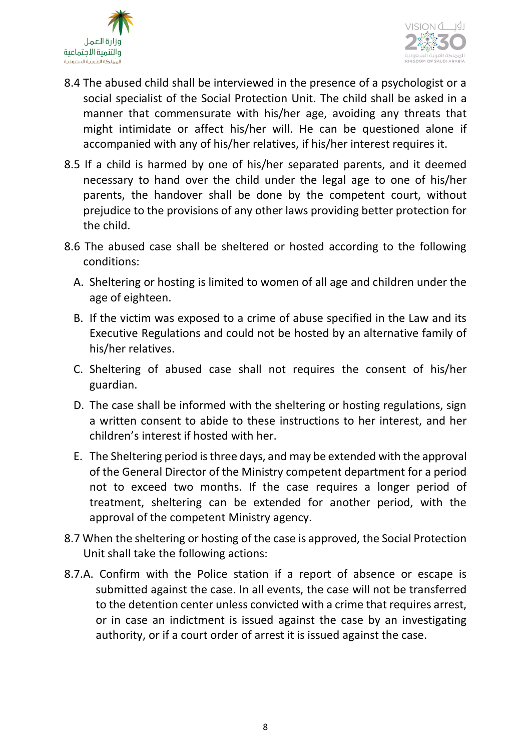8.4 The abused child shall be interviewed in the presence of a psychologist or a social specialist of the Social Protection Unit. The child shall be asked in a manner that commensurate with his/her age, avoiding any threats that might intimidate or affect his/her will. He can be questioned alone if accompanied with any of his/her relatives, if his/her interest requires it.

8.5 If a child is harmed by one of his/her separated parents, and it deemed necessary to hand over the child under the legal age to one of his/her parents, the handover shall be done by the competent court, without prejudice to the provisions of any other laws providing better protection for the child.

8.6 The abused case shall be sheltered or hosted according to the following conditions:

A. Sheltering or hosting is limited to women of all age and children under the age of eighteen.

B. If the victim was exposed to a crime of abuse specified in the Law and its Executive Regulations and could not be hosted by an alternative family of his/her relatives.

C. Sheltering of abused case shall not requires the consent of his/her guardian.

D. The case shall be informed with the sheltering or hosting regulations, sign a written consent to abide to these instructions to her interest, and her children's interest if hosted with her.

E. The Sheltering period is three days, and may be extended with the approval of the General Director of the Ministry competent department for a period not to exceed two months. If the case requires a longer period of treatment, sheltering can be extended for another period, with the approval of the competent Ministry agency.

8.7 When the sheltering or hosting of the case is approved, the Social Protection Unit shall take the following actions:

8.7.A. Confirm with the Police station if a report of absence or escape is submitted against the case. In all events, the case will not be transferred to the detention center unless convicted with a crime that requires arrest, or in case an indictment is issued against the case by an investigating authority, or if a court order of arrest it is issued against the case.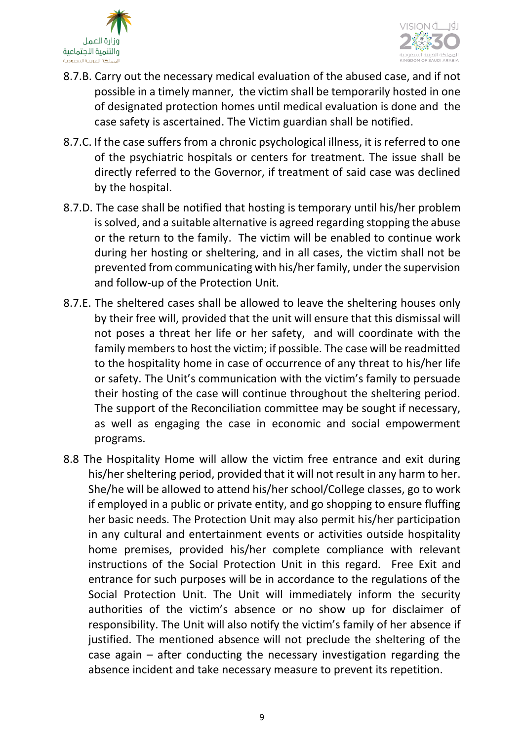8.7.B. Carry out the necessary medical evaluation of the abused case, and if not possible in a timely manner, the victim shall be temporarily hosted in one of designated protection homes until medical evaluation is done and the case safety is ascertained. The Victim guardian shall be notified.

8.7.C. If the case suffers from a chronic psychological illness, it is referred to one of the psychiatric hospitals or centers for treatment. The issue shall be directly referred to the Governor, if treatment of said case was declined by the hospital.

8.7.D. The case shall be notified that hosting is temporary until his/her problem is solved, and a suitable alternative is agreed regarding stopping the abuse or the return to the family. The victim will be enabled to continue work during her hosting or sheltering, and in all cases, the victim shall not be prevented from communicating with his/her family, under the supervision and follow-up of the Protection Unit.

8.7.E. The sheltered cases shall be allowed to leave the sheltering houses only by their free will, provided that the unit will ensure that this dismissal will not poses a threat her life or her safety, and will coordinate with the family members to host the victim; if possible. The case will be readmitted to the hospitality home in case of occurrence of any threat to his/her life or safety. The Unit's communication with the victim's family to persuade their hosting of the case will continue throughout the sheltering period. The support of the Reconciliation committee may be sought if necessary, as well as engaging the case in economic and social empowerment programs.

8.8 The Hospitality Home will allow the victim free entrance and exit during his/her sheltering period, provided that it will not result in any harm to her. She/he will be allowed to attend his/her school/College classes, go to work if employed in a public or private entity, and go shopping to ensure fluffing her basic needs. The Protection Unit may also permit his/her participation in any cultural and entertainment events or activities outside hospitality home premises, provided his/her complete compliance with relevant instructions of the Social Protection Unit in this regard. Free Exit and entrance for such purposes will be in accordance to the regulations of the Social Protection Unit. The Unit will immediately inform the security authorities of the victim's absence or no show up for disclaimer of responsibility. The Unit will also notify the victim's family of her absence if justified. The mentioned absence will not preclude the sheltering of the case again – after conducting the necessary investigation regarding the absence incident and take necessary measure to prevent its repetition.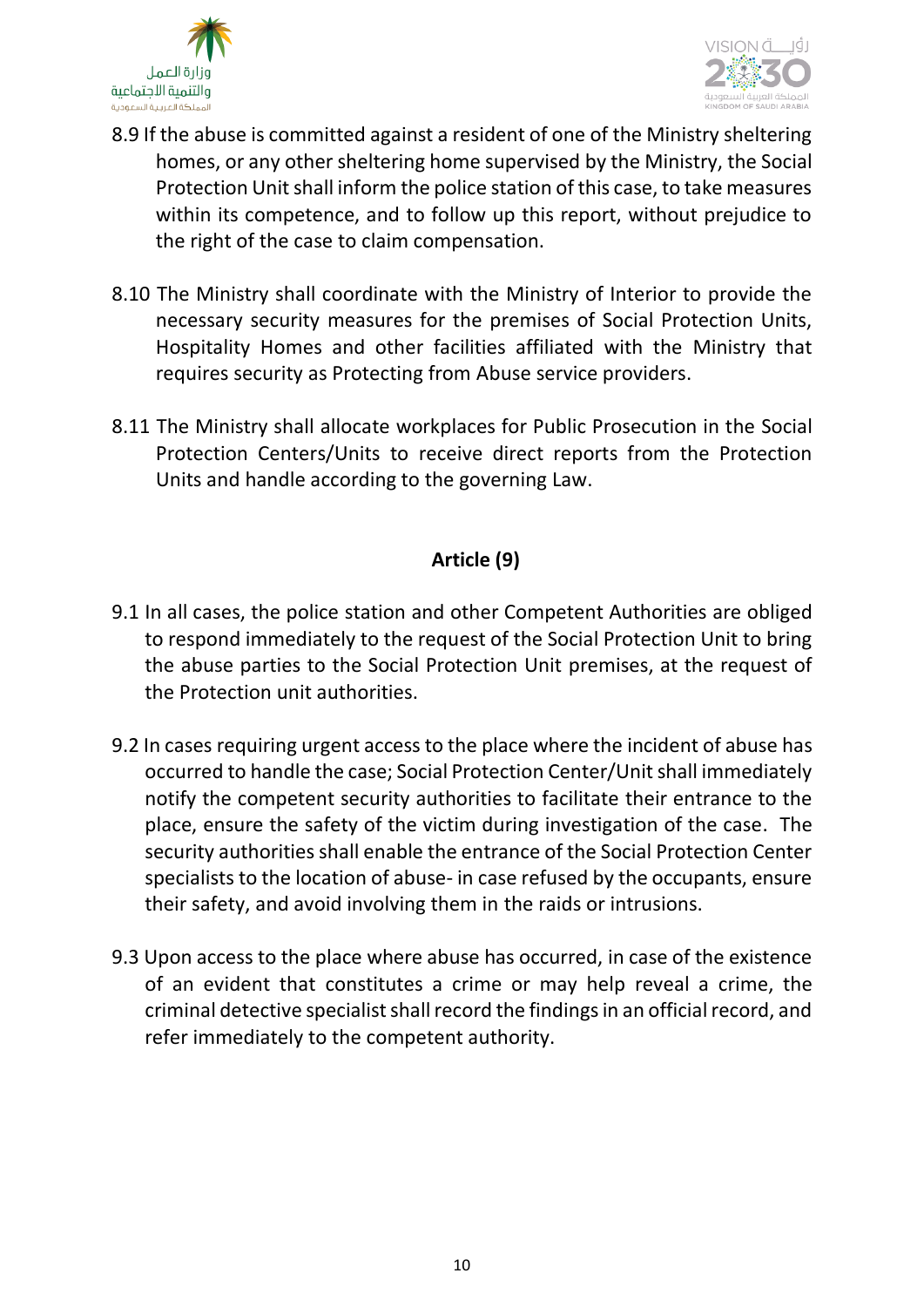8.9 If the abuse is committed against a resident of one of the Ministry sheltering homes, or any other sheltering home supervised by the Ministry, the Social Protection Unit shall inform the police station of this case, to take measures within its competence, and to follow up this report, without prejudice to the right of the case to claim compensation.

8.10 The Ministry shall coordinate with the Ministry of Interior to provide the necessary security measures for the premises of Social Protection Units, Hospitality Homes and other facilities affiliated with the Ministry that requires security as Protecting from Abuse service providers.

8.11 The Ministry shall allocate workplaces for Public Prosecution in the Social Protection Centers/Units to receive direct reports from the Protection Units and handle according to the governing Law.

## Article (9)

9.1 In all cases, the police station and other Competent Authorities are obliged to respond immediately to the request of the Social Protection Unit to bring the abuse parties to the Social Protection Unit premises, at the request of the Protection unit authorities.

9.2 In cases requiring urgent access to the place where the incident of abuse has occurred to handle the case; Social Protection Center/Unit shall immediately notify the competent security authorities to facilitate their entrance to the place, ensure the safety of the victim during investigation of the case. The security authorities shall enable the entrance of the Social Protection Center specialists to the location of abuse- in case refused by the occupants, ensure their safety, and avoid involving them in the raids or intrusions.

9.3 Upon access to the place where abuse has occurred, in case of the existence of an evident that constitutes a crime or may help reveal a crime, the criminal detective specialist shall record the findings in an official record, and refer immediately to the competent authority.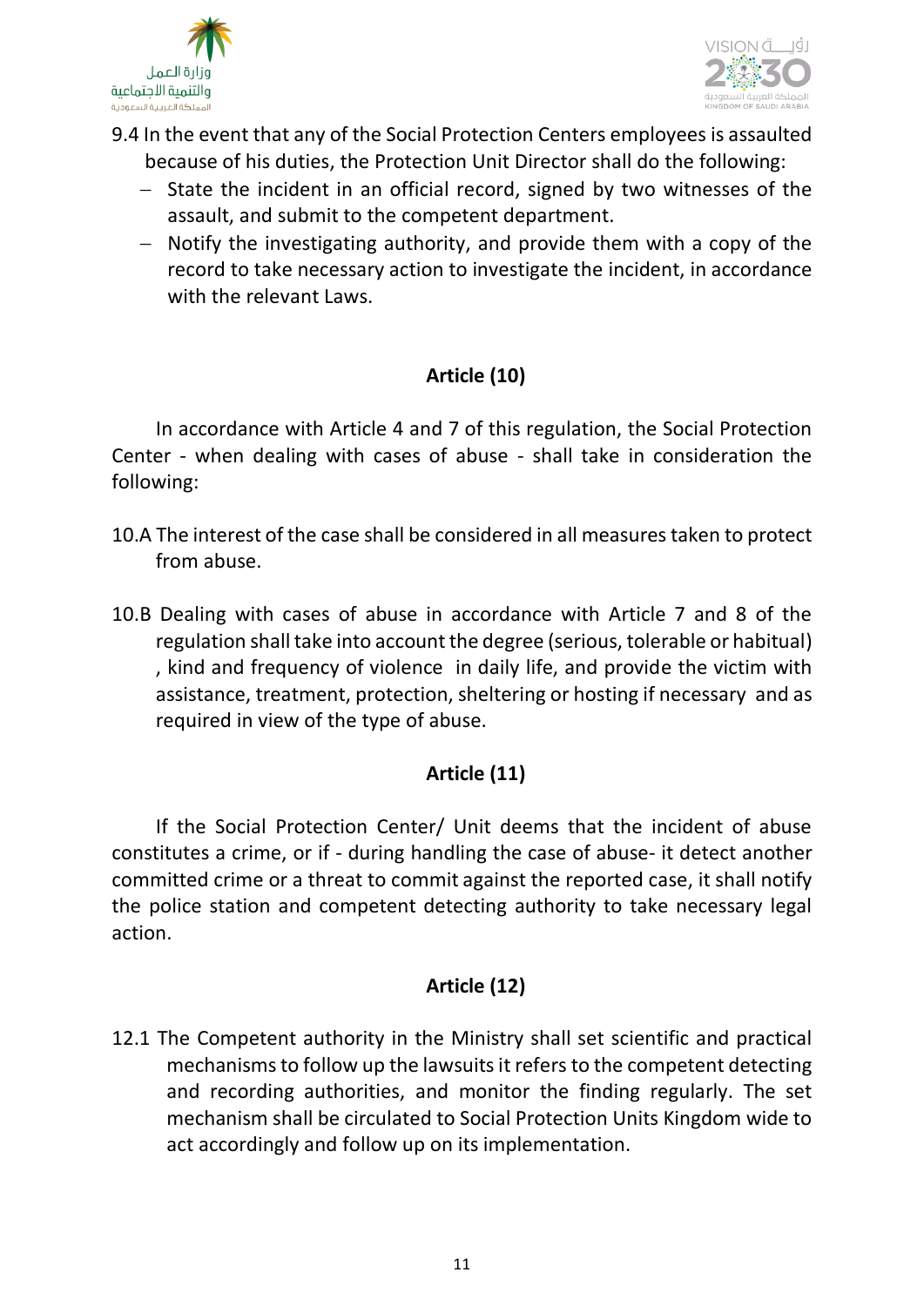9.4 In the event that any of the Social Protection Centers employees is assaulted because of his duties, the Protection Unit Director shall do the following:

- State the incident in an official record, signed by two witnesses of the assault, and submit to the competent department.
- Notify the investigating authority, and provide them with a copy of the record to take necessary action to investigate the incident, in accordance with the relevant Laws.

## Article (10)

In accordance with Article 4 and 7 of this regulation, the Social Protection Center - when dealing with cases of abuse - shall take in consideration the following:

10.A The interest of the case shall be considered in all measures taken to protect from abuse.

10.B Dealing with cases of abuse in accordance with Article 7 and 8 of the regulation shall take into account the degree (serious, tolerable or habitual) , kind and frequency of violence in daily life, and provide the victim with assistance, treatment, protection, sheltering or hosting if necessary and as required in view of the type of abuse.

## Article (11)

If the Social Protection Center/ Unit deems that the incident of abuse constitutes a crime, or if - during handling the case of abuse- it detect another committed crime or a threat to commit against the reported case, it shall notify the police station and competent detecting authority to take necessary legal action.

## Article (12)

12.1 The Competent authority in the Ministry shall set scientific and practical mechanisms to follow up the lawsuits it refers to the competent detecting and recording authorities, and monitor the finding regularly. The set mechanism shall be circulated to Social Protection Units Kingdom wide to act accordingly and follow up on its implementation.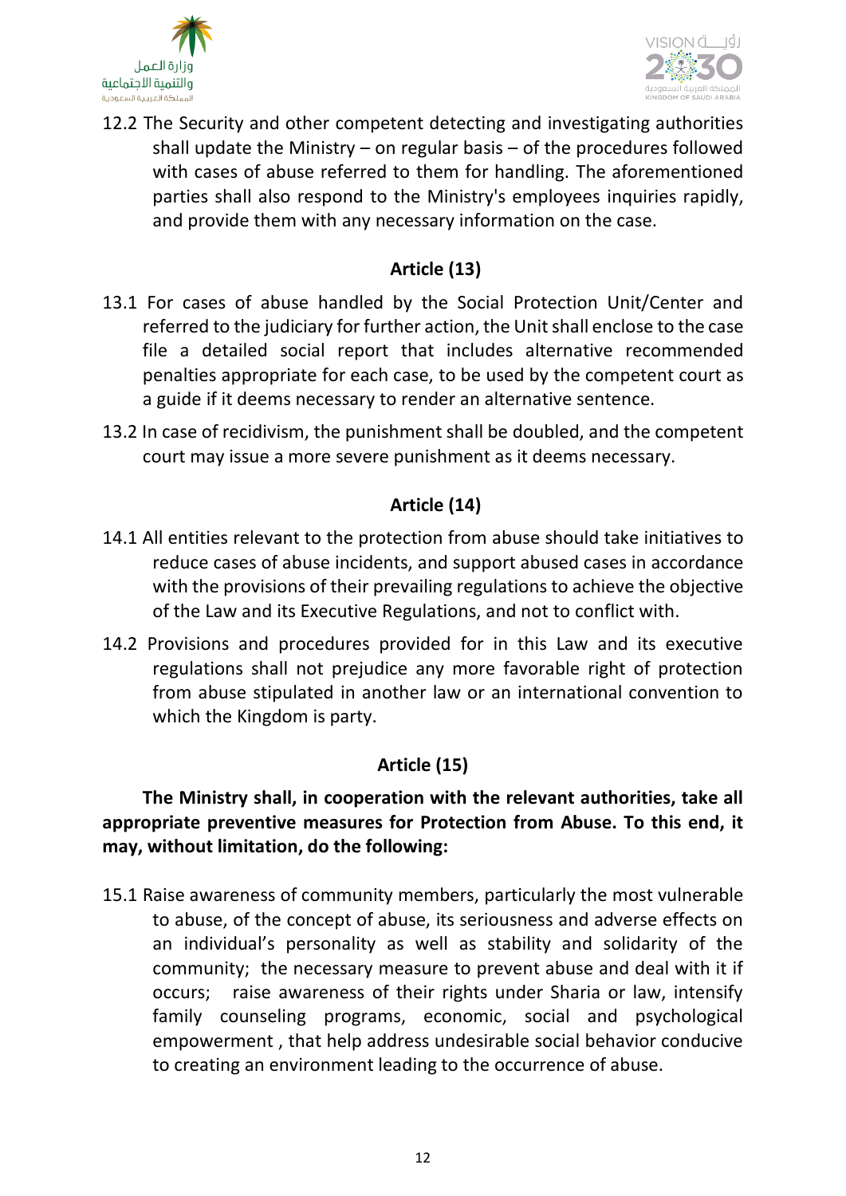12.2 The Security and other competent detecting and investigating authorities shall update the Ministry – on regular basis – of the procedures followed with cases of abuse referred to them for handling. The aforementioned parties shall also respond to the Ministry's employees inquiries rapidly, and provide them with any necessary information on the case.

## Article (13)

13.1 For cases of abuse handled by the Social Protection Unit/Center and referred to the judiciary for further action, the Unit shall enclose to the case file a detailed social report that includes alternative recommended penalties appropriate for each case, to be used by the competent court as a guide if it deems necessary to render an alternative sentence.

13.2 In case of recidivism, the punishment shall be doubled, and the competent court may issue a more severe punishment as it deems necessary.

## Article (14)

14.1 All entities relevant to the protection from abuse should take initiatives to reduce cases of abuse incidents, and support abused cases in accordance with the provisions of their prevailing regulations to achieve the objective of the Law and its Executive Regulations, and not to conflict with.

14.2 Provisions and procedures provided for in this Law and its executive regulations shall not prejudice any more favorable right of protection from abuse stipulated in another law or an international convention to which the Kingdom is party.

## Article (15)

**The Ministry shall, in cooperation with the relevant authorities, take all appropriate preventive measures for Protection from Abuse. To this end, it may, without limitation, do the following:**

15.1 Raise awareness of community members, particularly the most vulnerable to abuse, of the concept of abuse, its seriousness and adverse effects on an individual's personality as well as stability and solidarity of the community; the necessary measure to prevent abuse and deal with it if occurs; raise awareness of their rights under Sharia or law, intensify family counseling programs, economic, social and psychological empowerment , that help address undesirable social behavior conducive to creating an environment leading to the occurrence of abuse.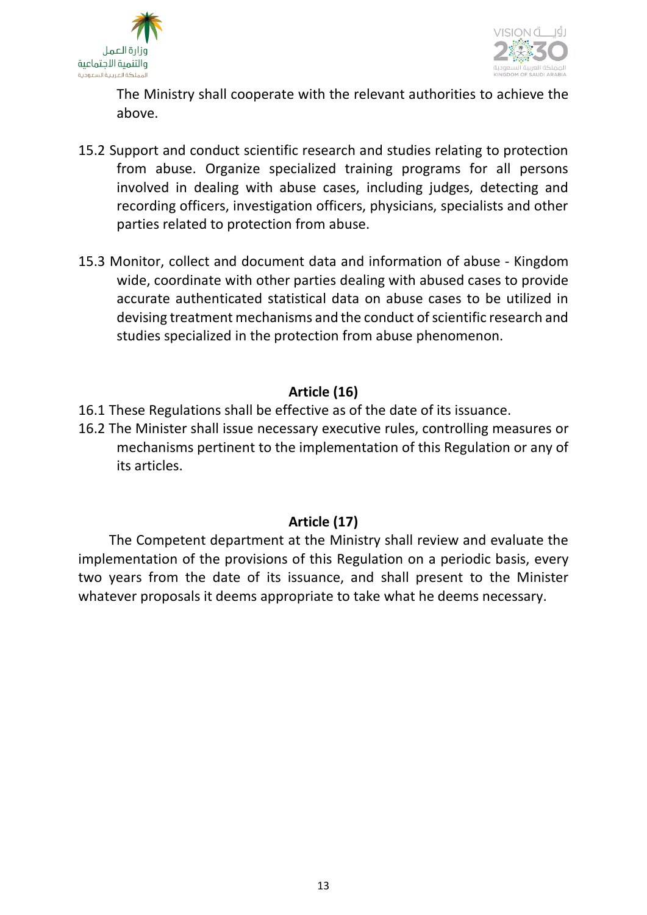The Ministry shall cooperate with the relevant authorities to achieve the above.

15.2 Support and conduct scientific research and studies relating to protection from abuse. Organize specialized training programs for all persons involved in dealing with abuse cases, including judges, detecting and recording officers, investigation officers, physicians, specialists and other parties related to protection from abuse.

15.3 Monitor, collect and document data and information of abuse - Kingdom wide, coordinate with other parties dealing with abused cases to provide accurate authenticated statistical data on abuse cases to be utilized in devising treatment mechanisms and the conduct of scientific research and studies specialized in the protection from abuse phenomenon.

## Article (16)

16.1 These Regulations shall be effective as of the date of its issuance.

16.2 The Minister shall issue necessary executive rules, controlling measures or mechanisms pertinent to the implementation of this Regulation or any of its articles.

## Article (17)

The Competent department at the Ministry shall review and evaluate the implementation of the provisions of this Regulation on a periodic basis, every two years from the date of its issuance, and shall present to the Minister whatever proposals it deems appropriate to take what he deems necessary.